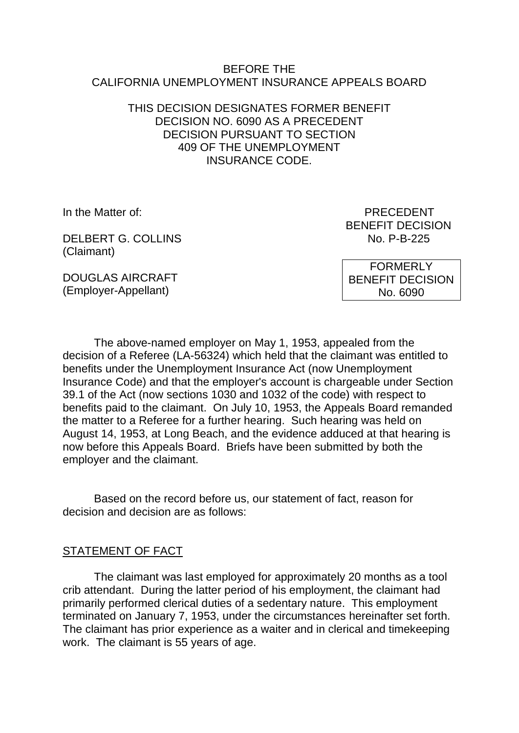BEFORE THE
CALIFORNIA UNEMPLOYMENT INSURANCE APPEALS BOARD

THIS DECISION DESIGNATES FORMER BENEFIT DECISION NO. 6090 AS A PRECEDENT DECISION PURSUANT TO SECTION 409 OF THE UNEMPLOYMENT INSURANCE CODE.

In the Matter of:

DELBERT G. COLLINS
(Claimant)

DOUGLAS AIRCRAFT
(Employer-Appellant)

PRECEDENT
BENEFIT DECISION
No. P-B-225

FORMERLY
BENEFIT DECISION
No. 6090

The above-named employer on May 1, 1953, appealed from the decision of a Referee (LA-56324) which held that the claimant was entitled to benefits under the Unemployment Insurance Act (now Unemployment Insurance Code) and that the employer's account is chargeable under Section 39.1 of the Act (now sections 1030 and 1032 of the code) with respect to benefits paid to the claimant. On July 10, 1953, the Appeals Board remanded the matter to a Referee for a further hearing. Such hearing was held on August 14, 1953, at Long Beach, and the evidence adduced at that hearing is now before this Appeals Board. Briefs have been submitted by both the employer and the claimant.

Based on the record before us, our statement of fact, reason for decision and decision are as follows:

STATEMENT OF FACT

The claimant was last employed for approximately 20 months as a tool crib attendant. During the latter period of his employment, the claimant had primarily performed clerical duties of a sedentary nature. This employment terminated on January 7, 1953, under the circumstances hereinafter set forth. The claimant has prior experience as a waiter and in clerical and timekeeping work. The claimant is 55 years of age.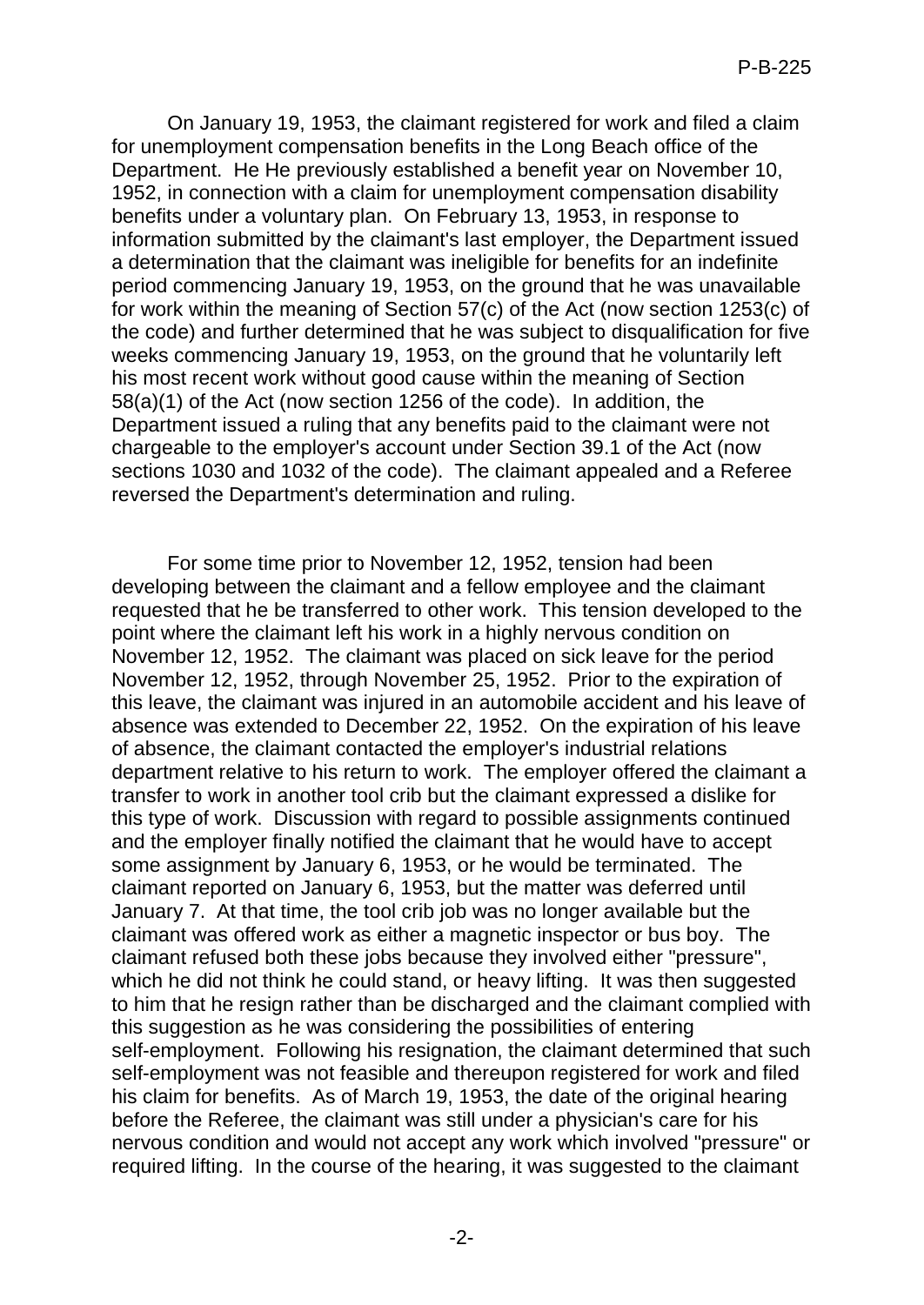On January 19, 1953, the claimant registered for work and filed a claim for unemployment compensation benefits in the Long Beach office of the Department. He He previously established a benefit year on November 10, 1952, in connection with a claim for unemployment compensation disability benefits under a voluntary plan. On February 13, 1953, in response to information submitted by the claimant's last employer, the Department issued a determination that the claimant was ineligible for benefits for an indefinite period commencing January 19, 1953, on the ground that he was unavailable for work within the meaning of Section 57(c) of the Act (now section 1253(c) of the code) and further determined that he was subject to disqualification for five weeks commencing January 19, 1953, on the ground that he voluntarily left his most recent work without good cause within the meaning of Section 58(a)(1) of the Act (now section 1256 of the code). In addition, the Department issued a ruling that any benefits paid to the claimant were not chargeable to the employer's account under Section 39.1 of the Act (now sections 1030 and 1032 of the code). The claimant appealed and a Referee reversed the Department's determination and ruling.

For some time prior to November 12, 1952, tension had been developing between the claimant and a fellow employee and the claimant requested that he be transferred to other work. This tension developed to the point where the claimant left his work in a highly nervous condition on November 12, 1952. The claimant was placed on sick leave for the period November 12, 1952, through November 25, 1952. Prior to the expiration of this leave, the claimant was injured in an automobile accident and his leave of absence was extended to December 22, 1952. On the expiration of his leave of absence, the claimant contacted the employer's industrial relations department relative to his return to work. The employer offered the claimant a transfer to work in another tool crib but the claimant expressed a dislike for this type of work. Discussion with regard to possible assignments continued and the employer finally notified the claimant that he would have to accept some assignment by January 6, 1953, or he would be terminated. The claimant reported on January 6, 1953, but the matter was deferred until January 7. At that time, the tool crib job was no longer available but the claimant was offered work as either a magnetic inspector or bus boy. The claimant refused both these jobs because they involved either "pressure", which he did not think he could stand, or heavy lifting. It was then suggested to him that he resign rather than be discharged and the claimant complied with this suggestion as he was considering the possibilities of entering self-employment. Following his resignation, the claimant determined that such self-employment was not feasible and thereupon registered for work and filed his claim for benefits. As of March 19, 1953, the date of the original hearing before the Referee, the claimant was still under a physician's care for his nervous condition and would not accept any work which involved "pressure" or required lifting. In the course of the hearing, it was suggested to the claimant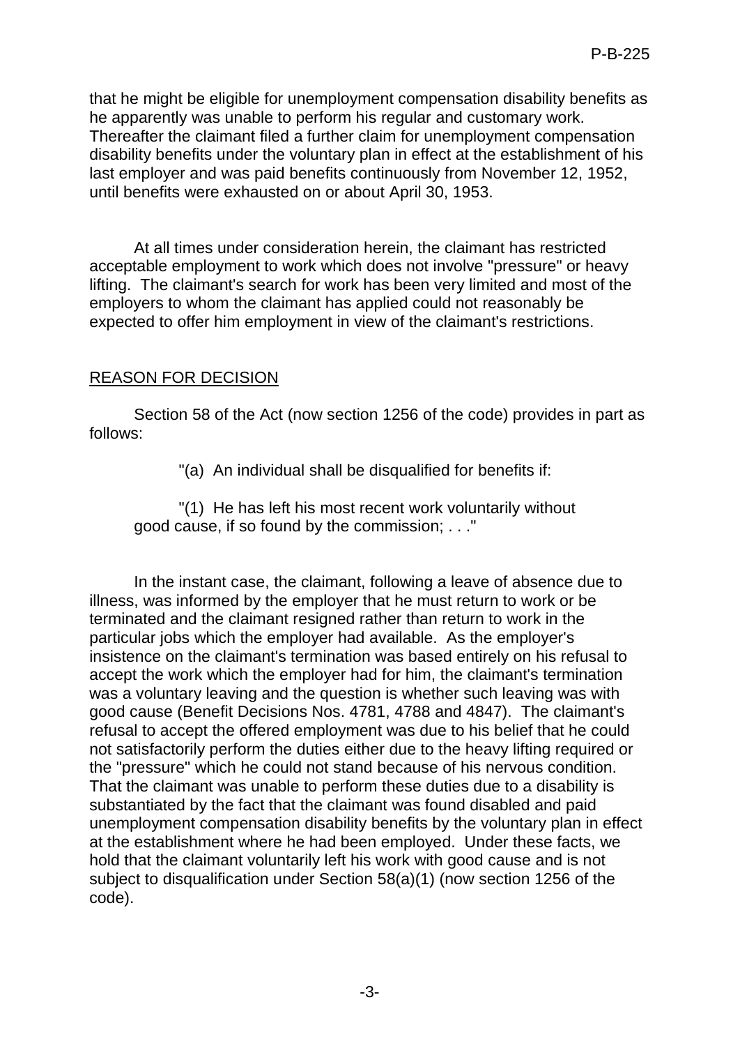that he might be eligible for unemployment compensation disability benefits as he apparently was unable to perform his regular and customary work. Thereafter the claimant filed a further claim for unemployment compensation disability benefits under the voluntary plan in effect at the establishment of his last employer and was paid benefits continuously from November 12, 1952, until benefits were exhausted on or about April 30, 1953.

At all times under consideration herein, the claimant has restricted acceptable employment to work which does not involve "pressure" or heavy lifting. The claimant's search for work has been very limited and most of the employers to whom the claimant has applied could not reasonably be expected to offer him employment in view of the claimant's restrictions.

## REASON FOR DECISION

Section 58 of the Act (now section 1256 of the code) provides in part as follows:

> "(a) An individual shall be disqualified for benefits if:
>
> "(1) He has left his most recent work voluntarily without good cause, if so found by the commission; . . ."

In the instant case, the claimant, following a leave of absence due to illness, was informed by the employer that he must return to work or be terminated and the claimant resigned rather than return to work in the particular jobs which the employer had available. As the employer's insistence on the claimant's termination was based entirely on his refusal to accept the work which the employer had for him, the claimant's termination was a voluntary leaving and the question is whether such leaving was with good cause (Benefit Decisions Nos. 4781, 4788 and 4847). The claimant's refusal to accept the offered employment was due to his belief that he could not satisfactorily perform the duties either due to the heavy lifting required or the "pressure" which he could not stand because of his nervous condition. That the claimant was unable to perform these duties due to a disability is substantiated by the fact that the claimant was found disabled and paid unemployment compensation disability benefits by the voluntary plan in effect at the establishment where he had been employed. Under these facts, we hold that the claimant voluntarily left his work with good cause and is not subject to disqualification under Section 58(a)(1) (now section 1256 of the code).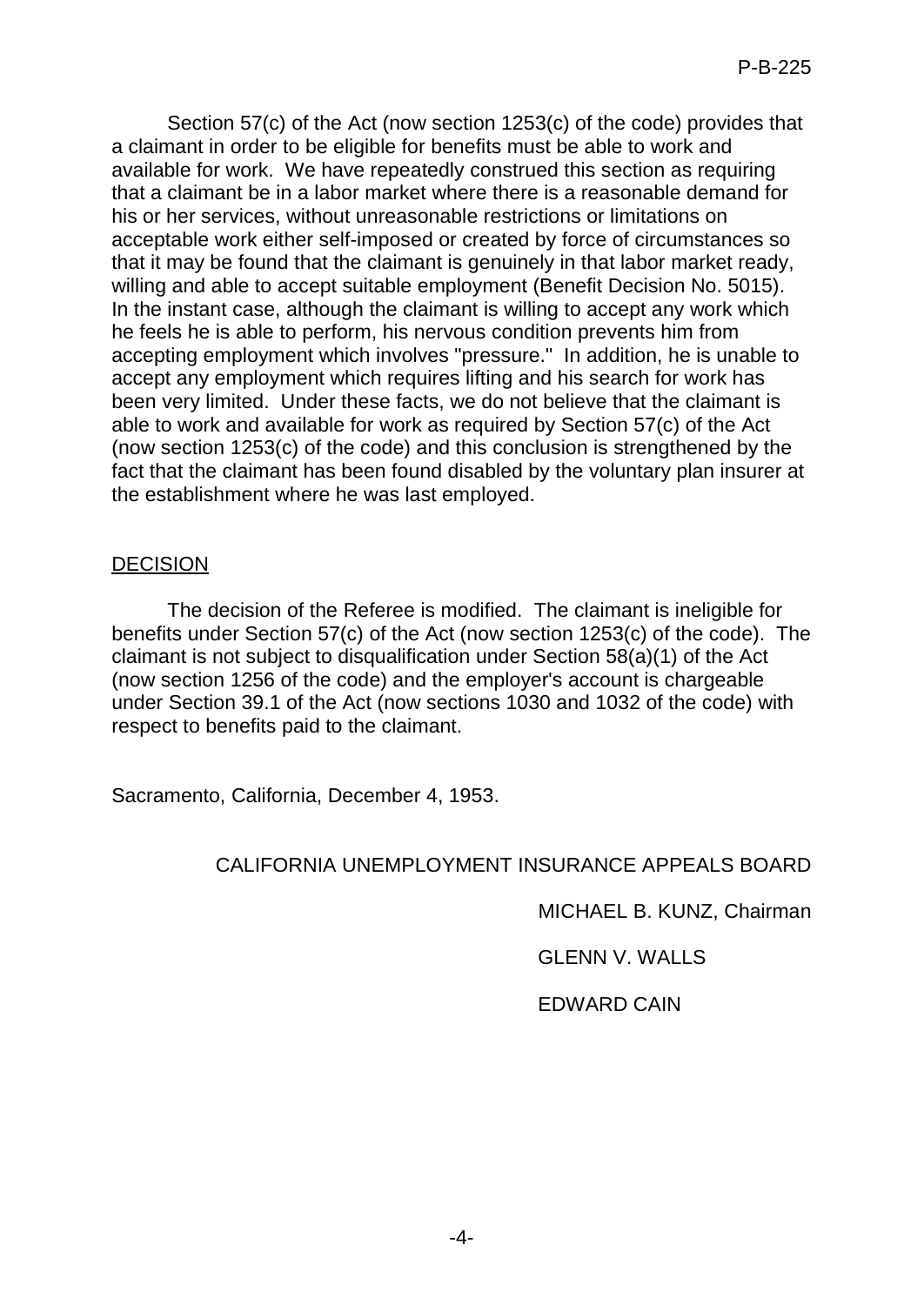Section 57(c) of the Act (now section 1253(c) of the code) provides that a claimant in order to be eligible for benefits must be able to work and available for work. We have repeatedly construed this section as requiring that a claimant be in a labor market where there is a reasonable demand for his or her services, without unreasonable restrictions or limitations on acceptable work either self-imposed or created by force of circumstances so that it may be found that the claimant is genuinely in that labor market ready, willing and able to accept suitable employment (Benefit Decision No. 5015). In the instant case, although the claimant is willing to accept any work which he feels he is able to perform, his nervous condition prevents him from accepting employment which involves "pressure." In addition, he is unable to accept any employment which requires lifting and his search for work has been very limited. Under these facts, we do not believe that the claimant is able to work and available for work as required by Section 57(c) of the Act (now section 1253(c) of the code) and this conclusion is strengthened by the fact that the claimant has been found disabled by the voluntary plan insurer at the establishment where he was last employed.

## DECISION

The decision of the Referee is modified. The claimant is ineligible for benefits under Section 57(c) of the Act (now section 1253(c) of the code). The claimant is not subject to disqualification under Section 58(a)(1) of the Act (now section 1256 of the code) and the employer's account is chargeable under Section 39.1 of the Act (now sections 1030 and 1032 of the code) with respect to benefits paid to the claimant.

Sacramento, California, December 4, 1953.

CALIFORNIA UNEMPLOYMENT INSURANCE APPEALS BOARD

MICHAEL B. KUNZ, Chairman

GLENN V. WALLS

EDWARD CAIN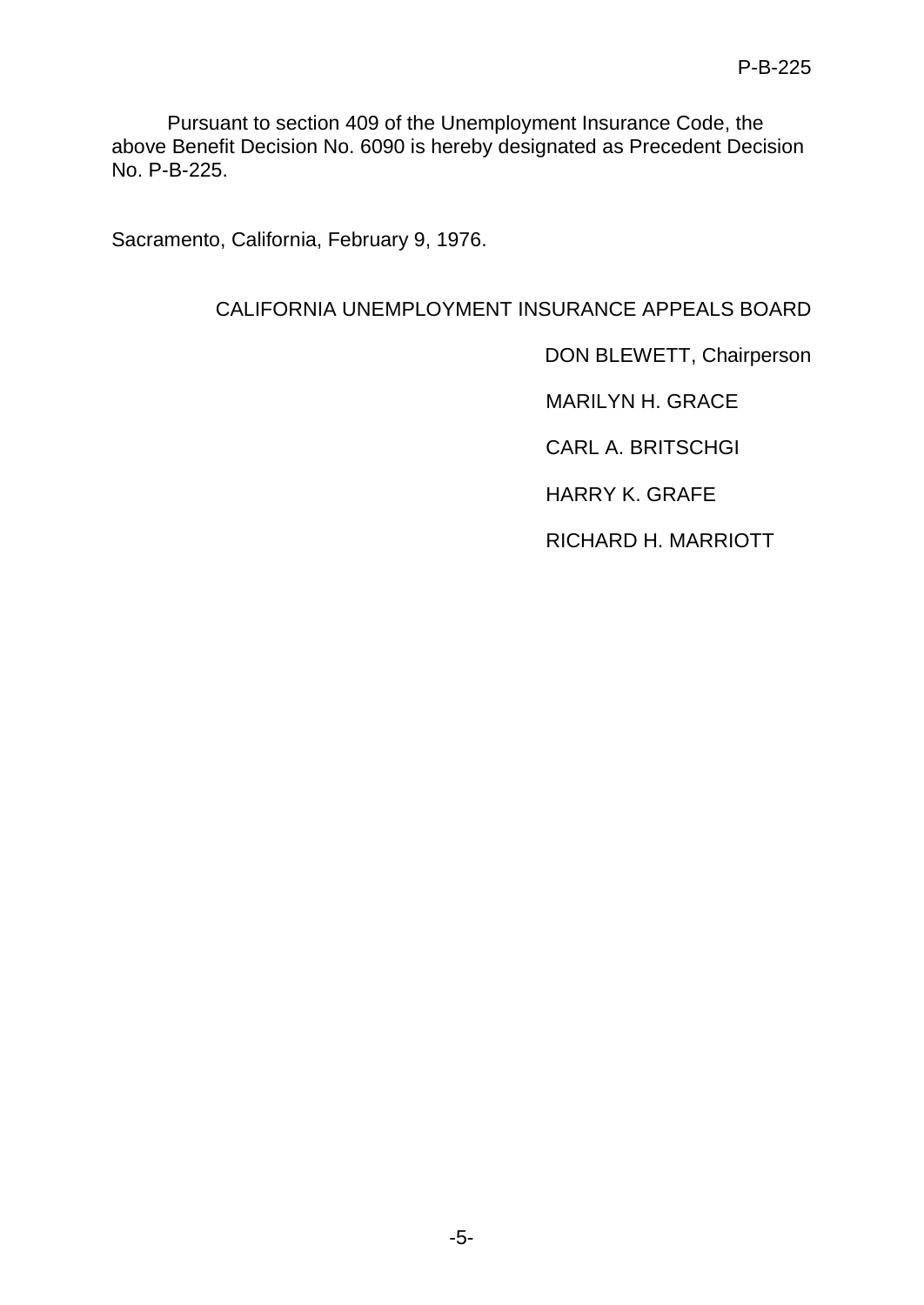Pursuant to section 409 of the Unemployment Insurance Code, the above Benefit Decision No. 6090 is hereby designated as Precedent Decision No. P-B-225.

Sacramento, California, February 9, 1976.

CALIFORNIA UNEMPLOYMENT INSURANCE APPEALS BOARD

DON BLEWETT, Chairperson

MARILYN H. GRACE

CARL A. BRITSCHGI

HARRY K. GRAFE

RICHARD H. MARRIOTT